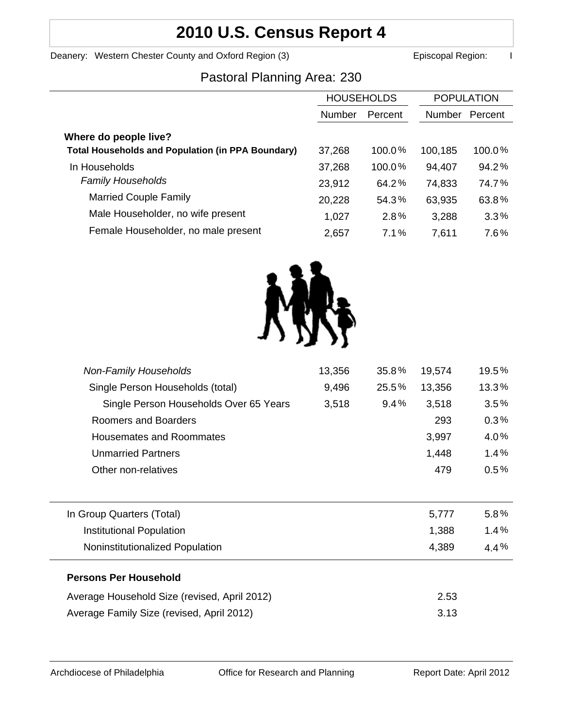# 2010 U.S. Census Report 4

Deanery: Western Chester County and Oxford Region (3) Episcopal Region: I

## Pastoral Planning Area: 230

| | HOUSEHOLDS | | POPULATION | |
|---|---|---|---|---|
| | Number | Percent | Number | Percent |
| **Where do people live?** | | | | |
| **Total Households and Population (in PPA Boundary)** | 37,268 | 100.0% | 100,185 | 100.0% |
| In Households | 37,268 | 100.0% | 94,407 | 94.2% |
| *Family Households* | 23,912 | 64.2% | 74,833 | 74.7% |
| Married Couple Family | 20,228 | 54.3% | 63,935 | 63.8% |
| Male Householder, no wife present | 1,027 | 2.8% | 3,288 | 3.3% |
| Female Householder, no male present | 2,657 | 7.1% | 7,611 | 7.6% |
| *Non-Family Households* | 13,356 | 35.8% | 19,574 | 19.5% |
| Single Person Households (total) | 9,496 | 25.5% | 13,356 | 13.3% |
| Single Person Households Over 65 Years | 3,518 | 9.4% | 3,518 | 3.5% |
| Roomers and Boarders | | | 293 | 0.3% |
| Housemates and Roommates | | | 3,997 | 4.0% |
| Unmarried Partners | | | 1,448 | 1.4% |
| Other non-relatives | | | 479 | 0.5% |
| In Group Quarters (Total) | | | 5,777 | 5.8% |
| Institutional Population | | | 1,388 | 1.4% |
| Noninstitutionalized Population | | | 4,389 | 4.4% |

**Persons Per Household**

| | |
|---|---|
| Average Household Size (revised, April 2012) | 2.53 |
| Average Family Size (revised, April 2012) | 3.13 |

Archdiocese of Philadelphia Office for Research and Planning Report Date: April 2012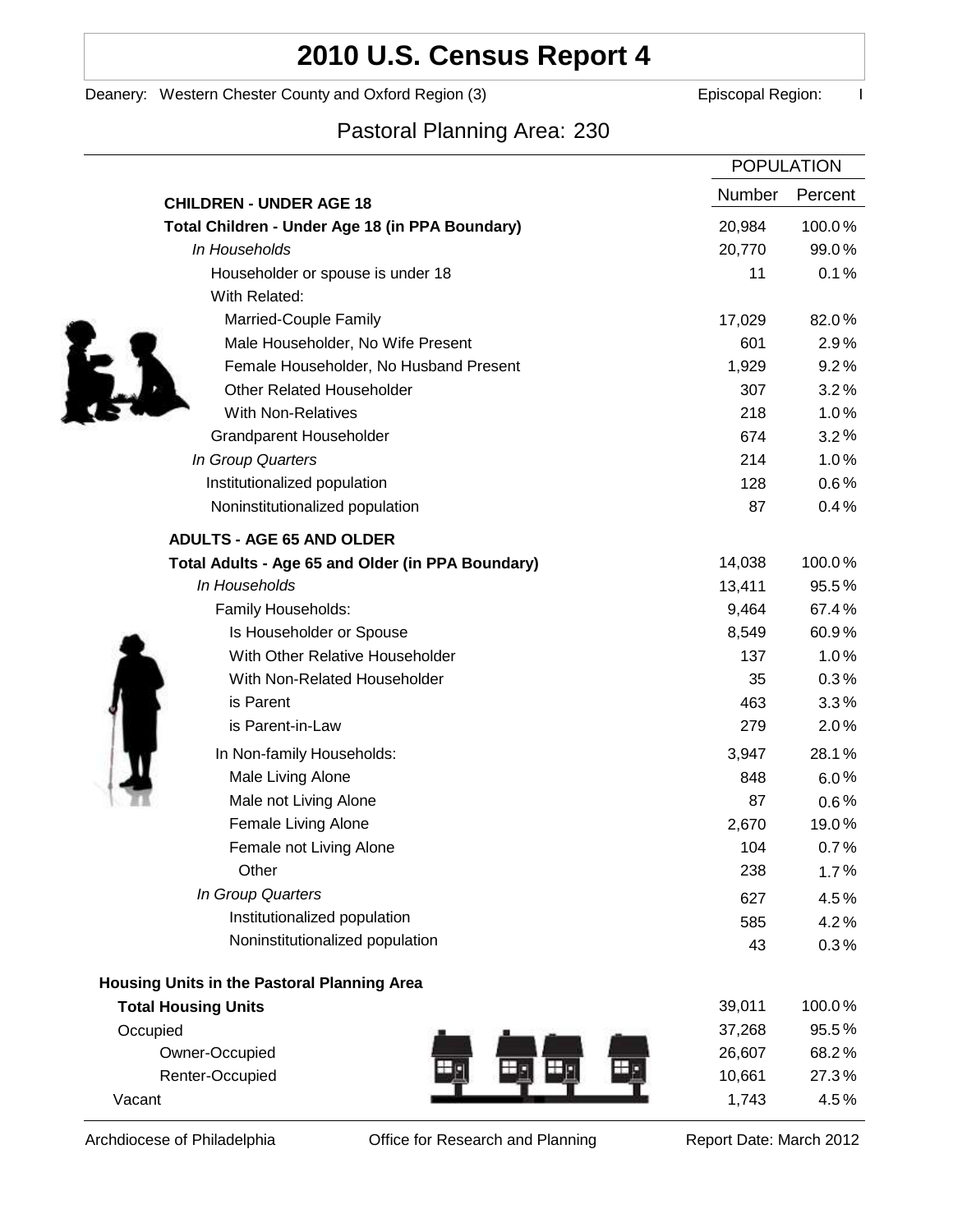# 2010 U.S. Census Report 4

Deanery: Western Chester County and Oxford Region (3) Episcopal Region: I

## Pastoral Planning Area: 230

| | POPULATION | |
|---|---|---|
| **CHILDREN - UNDER AGE 18** | Number | Percent |
| **Total Children - Under Age 18 (in PPA Boundary)** | 20,984 | 100.0% |
| *In Households* | 20,770 | 99.0% |
| Householder or spouse is under 18 | 11 | 0.1% |
| With Related: | | |
| Married-Couple Family | 17,029 | 82.0% |
| Male Householder, No Wife Present | 601 | 2.9% |
| Female Householder, No Husband Present | 1,929 | 9.2% |
| Other Related Householder | 307 | 3.2% |
| With Non-Relatives | 218 | 1.0% |
| Grandparent Householder | 674 | 3.2% |
| *In Group Quarters* | 214 | 1.0% |
| Institutionalized population | 128 | 0.6% |
| Noninstitutionalized population | 87 | 0.4% |
| **ADULTS - AGE 65 AND OLDER** | | |
| **Total Adults - Age 65 and Older (in PPA Boundary)** | 14,038 | 100.0% |
| *In Households* | 13,411 | 95.5% |
| Family Households: | 9,464 | 67.4% |
| Is Householder or Spouse | 8,549 | 60.9% |
| With Other Relative Householder | 137 | 1.0% |
| With Non-Related Householder | 35 | 0.3% |
| is Parent | 463 | 3.3% |
| is Parent-in-Law | 279 | 2.0% |
| In Non-family Households: | 3,947 | 28.1% |
| Male Living Alone | 848 | 6.0% |
| Male not Living Alone | 87 | 0.6% |
| Female Living Alone | 2,670 | 19.0% |
| Female not Living Alone | 104 | 0.7% |
| Other | 238 | 1.7% |
| *In Group Quarters* | 627 | 4.5% |
| Institutionalized population | 585 | 4.2% |
| Noninstitutionalized population | 43 | 0.3% |

| **Housing Units in the Pastoral Planning Area** | | |
|---|---|---|
| **Total Housing Units** | 39,011 | 100.0% |
| Occupied | 37,268 | 95.5% |
| Owner-Occupied | 26,607 | 68.2% |
| Renter-Occupied | 10,661 | 27.3% |
| Vacant | 1,743 | 4.5% |

Archdiocese of Philadelphia Office for Research and Planning Report Date: March 2012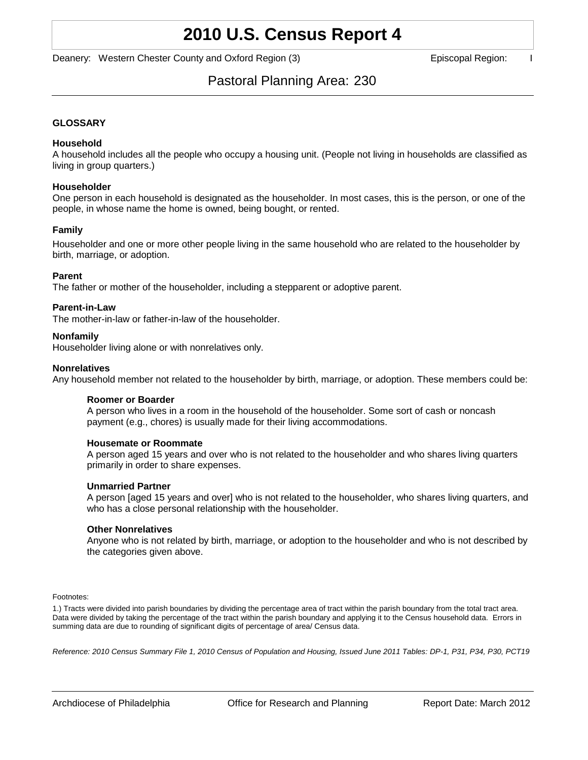# 2010 U.S. Census Report 4

Deanery: Western Chester County and Oxford Region (3) Episcopal Region: I

## Pastoral Planning Area: 230

**GLOSSARY**

**Household**
A household includes all the people who occupy a housing unit. (People not living in households are classified as living in group quarters.)

**Householder**
One person in each household is designated as the householder. In most cases, this is the person, or one of the people, in whose name the home is owned, being bought, or rented.

**Family**
Householder and one or more other people living in the same household who are related to the householder by birth, marriage, or adoption.

**Parent**
The father or mother of the householder, including a stepparent or adoptive parent.

**Parent-in-Law**
The mother-in-law or father-in-law of the householder.

**Nonfamily**
Householder living alone or with nonrelatives only.

**Nonrelatives**
Any household member not related to the householder by birth, marriage, or adoption. These members could be:

> **Roomer or Boarder**
> A person who lives in a room in the household of the householder. Some sort of cash or noncash payment (e.g., chores) is usually made for their living accommodations.
>
> **Housemate or Roommate**
> A person aged 15 years and over who is not related to the householder and who shares living quarters primarily in order to share expenses.
>
> **Unmarried Partner**
> A person [aged 15 years and over] who is not related to the householder, who shares living quarters, and who has a close personal relationship with the householder.
>
> **Other Nonrelatives**
> Anyone who is not related by birth, marriage, or adoption to the householder and who is not described by the categories given above.

Footnotes:

1.) Tracts were divided into parish boundaries by dividing the percentage area of tract within the parish boundary from the total tract area. Data were divided by taking the percentage of the tract within the parish boundary and applying it to the Census household data. Errors in summing data are due to rounding of significant digits of percentage of area/ Census data.

*Reference: 2010 Census Summary File 1, 2010 Census of Population and Housing, Issued June 2011 Tables: DP-1, P31, P34, P30, PCT19*

Archdiocese of Philadelphia Office for Research and Planning Report Date: March 2012